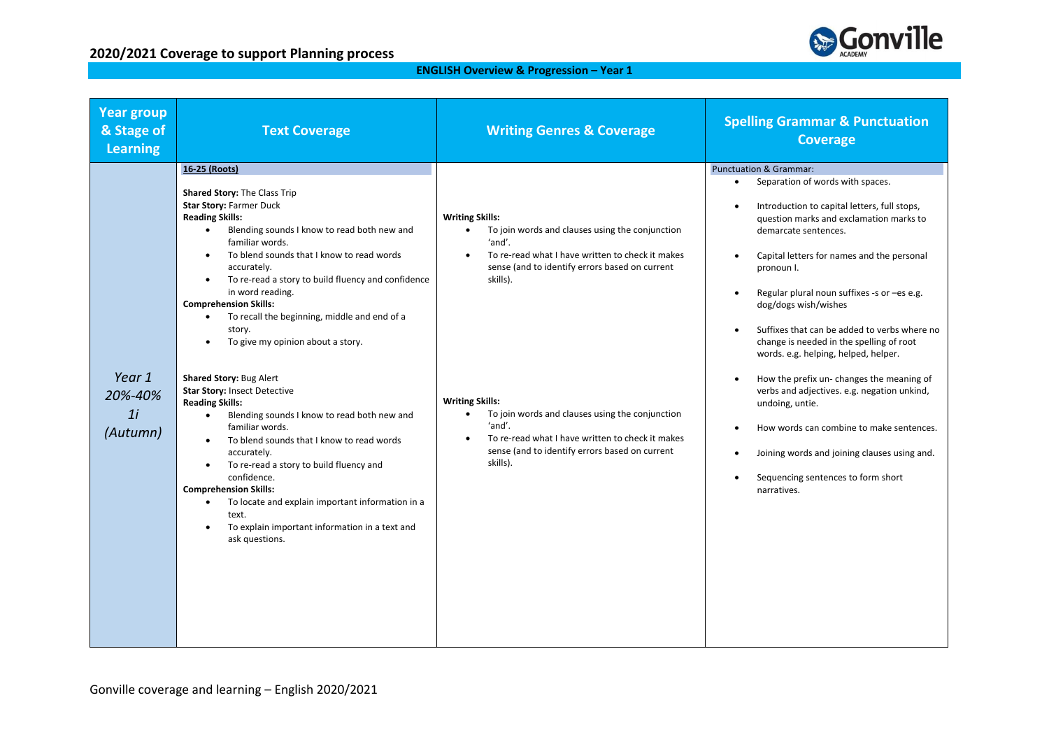# 2020/2021 Coverage to support Planning process

## ENGLISH Overview & Progression – Year 1

| Year group & Stage of Learning | Text Coverage | Writing Genres & Coverage | Spelling Grammar & Punctuation Coverage |
|---|---|---|---|
| *Year 1 20%-40% 1i (Autumn)* | **16-25 (Roots)**<br><br>**Shared Story:** The Class Trip<br>**Star Story:** Farmer Duck<br>**Reading Skills:**<br>• Blending sounds I know to read both new and familiar words.<br>• To blend sounds that I know to read words accurately.<br>• To re-read a story to build fluency and confidence in word reading.<br>**Comprehension Skills:**<br>• To recall the beginning, middle and end of a story.<br>• To give my opinion about a story.<br><br>**Shared Story:** Bug Alert<br>**Star Story:** Insect Detective<br>**Reading Skills:**<br>• Blending sounds I know to read both new and familiar words.<br>• To blend sounds that I know to read words accurately.<br>• To re-read a story to build fluency and confidence.<br>**Comprehension Skills:**<br>• To locate and explain important information in a text.<br>• To explain important information in a text and ask questions. | **Writing Skills:**<br>• To join words and clauses using the conjunction 'and'.<br>• To re-read what I have written to check it makes sense (and to identify errors based on current skills).<br><br>**Writing Skills:**<br>• To join words and clauses using the conjunction 'and'.<br>• To re-read what I have written to check it makes sense (and to identify errors based on current skills). | Punctuation & Grammar:<br>• Separation of words with spaces.<br>• Introduction to capital letters, full stops, question marks and exclamation marks to demarcate sentences.<br>• Capital letters for names and the personal pronoun I.<br>• Regular plural noun suffixes -s or –es e.g. dog/dogs wish/wishes<br>• Suffixes that can be added to verbs where no change is needed in the spelling of root words. e.g. helping, helped, helper.<br>• How the prefix un- changes the meaning of verbs and adjectives. e.g. negation unkind, undoing, untie.<br>• How words can combine to make sentences.<br>• Joining words and joining clauses using and.<br>• Sequencing sentences to form short narratives. |

Gonville coverage and learning – English 2020/2021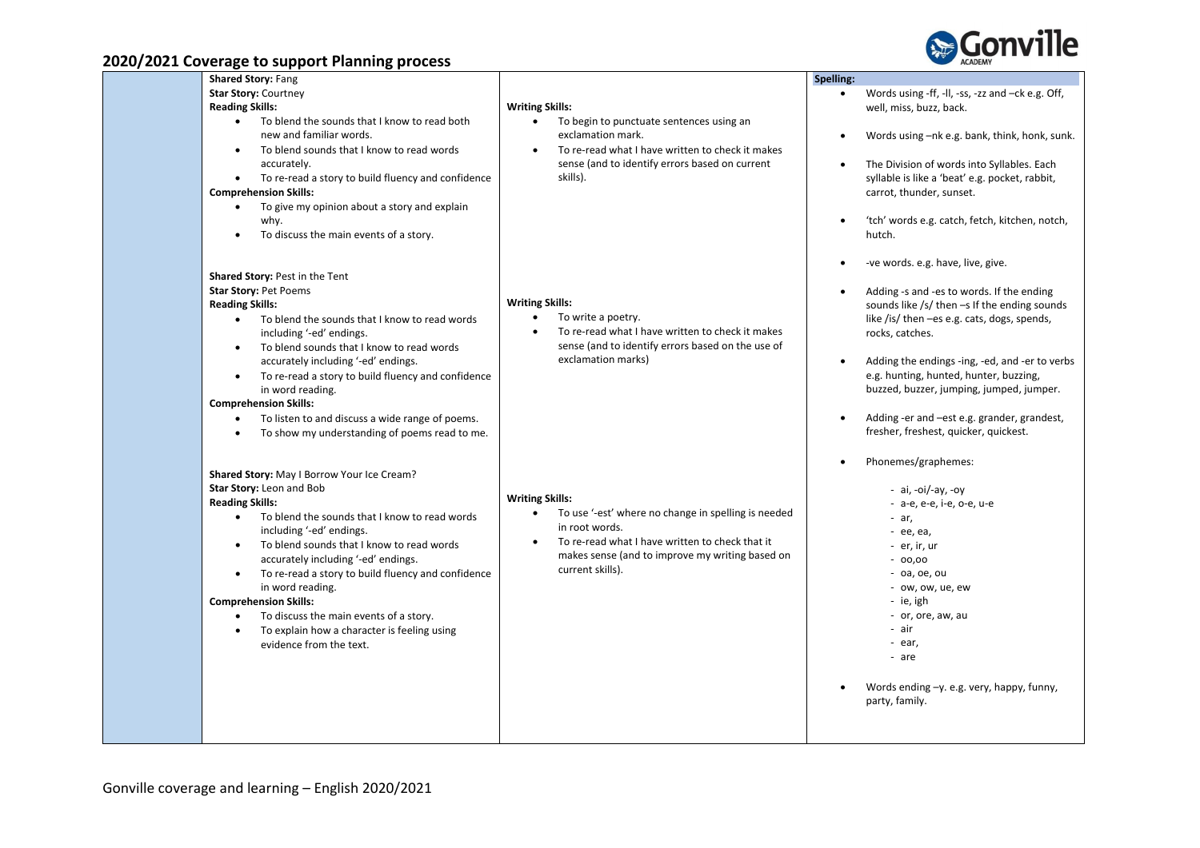## 2020/2021 Coverage to support Planning process

| | Reading | Writing | Spelling |
|---|---|---|---|
| | **Shared Story:** Fang<br>**Star Story:** Courtney<br>**Reading Skills:**<br>• To blend the sounds that I know to read both new and familiar words.<br>• To blend sounds that I know to read words accurately.<br>• To re-read a story to build fluency and confidence<br>**Comprehension Skills:**<br>• To give my opinion about a story and explain why.<br>• To discuss the main events of a story.<br><br>**Shared Story:** Pest in the Tent<br>**Star Story:** Pet Poems<br>**Reading Skills:**<br>• To blend the sounds that I know to read words including '-ed' endings.<br>• To blend sounds that I know to read words accurately including '-ed' endings.<br>• To re-read a story to build fluency and confidence in word reading.<br>**Comprehension Skills:**<br>• To listen to and discuss a wide range of poems.<br>• To show my understanding of poems read to me.<br><br>**Shared Story:** May I Borrow Your Ice Cream?<br>**Star Story:** Leon and Bob<br>**Reading Skills:**<br>• To blend the sounds that I know to read words including '-ed' endings.<br>• To blend sounds that I know to read words accurately including '-ed' endings.<br>• To re-read a story to build fluency and confidence in word reading.<br>**Comprehension Skills:**<br>• To discuss the main events of a story.<br>• To explain how a character is feeling using evidence from the text. | **Writing Skills:**<br>• To begin to punctuate sentences using an exclamation mark.<br>• To re-read what I have written to check it makes sense (and to identify errors based on current skills).<br><br>**Writing Skills:**<br>• To write a poetry.<br>• To re-read what I have written to check it makes sense (and to identify errors based on the use of exclamation marks)<br><br>**Writing Skills:**<br>• To use '-est' where no change in spelling is needed in root words.<br>• To re-read what I have written to check that it makes sense (and to improve my writing based on current skills). | **Spelling:**<br>• Words using -ff, -ll, -ss, -zz and –ck e.g. Off, well, miss, buzz, back.<br>• Words using –nk e.g. bank, think, honk, sunk.<br>• The Division of words into Syllables. Each syllable is like a 'beat' e.g. pocket, rabbit, carrot, thunder, sunset.<br>• 'tch' words e.g. catch, fetch, kitchen, notch, hutch.<br>• -ve words. e.g. have, live, give.<br>• Adding -s and -es to words. If the ending sounds like /s/ then –s If the ending sounds like /is/ then –es e.g. cats, dogs, spends, rocks, catches.<br>• Adding the endings -ing, -ed, and -er to verbs e.g. hunting, hunted, hunter, buzzing, buzzed, buzzer, jumping, jumped, jumper.<br>• Adding -er and –est e.g. grander, grandest, fresher, freshest, quicker, quickest.<br>• Phonemes/graphemes:<br>- ai, -oi/-ay, -oy<br>- a-e, e-e, i-e, o-e, u-e<br>- ar,<br>- ee, ea,<br>- er, ir, ur<br>- oo,oo<br>- oa, oe, ou<br>- ow, ow, ue, ew<br>- ie, igh<br>- or, ore, aw, au<br>- air<br>- ear,<br>- are<br>• Words ending –y. e.g. very, happy, funny, party, family. |

Gonville coverage and learning – English 2020/2021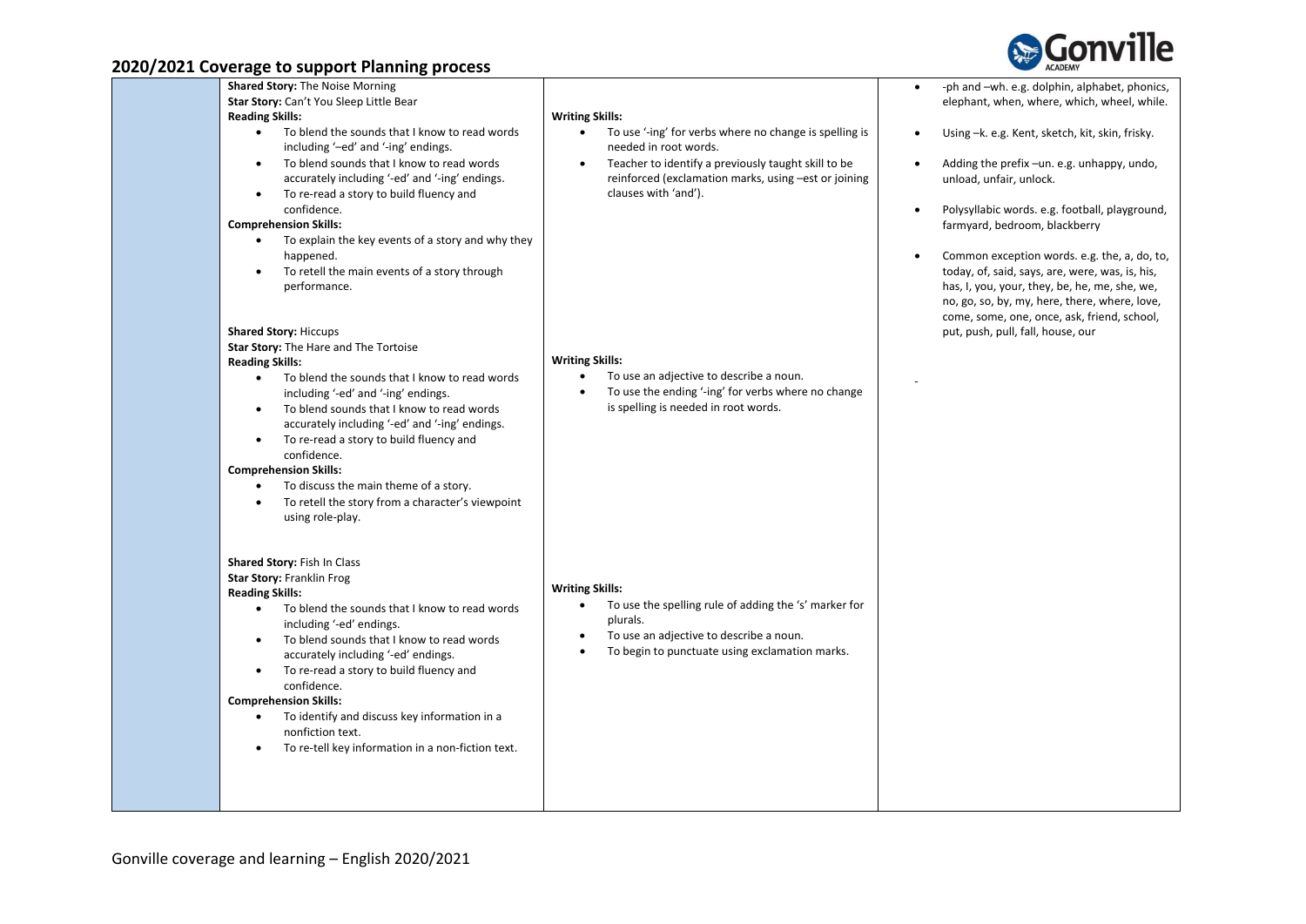## 2020/2021 Coverage to support Planning process

| | Reading | Writing | Spelling |
|---|---|---|---|
| | **Shared Story:** The Noise Morning<br>**Star Story:** Can't You Sleep Little Bear<br>**Reading Skills:**<br>• To blend the sounds that I know to read words including '–ed' and '-ing' endings.<br>• To blend sounds that I know to read words accurately including '-ed' and '-ing' endings.<br>• To re-read a story to build fluency and confidence.<br>**Comprehension Skills:**<br>• To explain the key events of a story and why they happened.<br>• To retell the main events of a story through performance. | **Writing Skills:**<br>• To use '-ing' for verbs where no change is spelling is needed in root words.<br>• Teacher to identify a previously taught skill to be reinforced (exclamation marks, using –est or joining clauses with 'and'). | • -ph and –wh. e.g. dolphin, alphabet, phonics, elephant, when, where, which, wheel, while.<br>• Using –k. e.g. Kent, sketch, kit, skin, frisky.<br>• Adding the prefix –un. e.g. unhappy, undo, unload, unfair, unlock.<br>• Polysyllabic words. e.g. football, playground, farmyard, bedroom, blackberry<br>• Common exception words. e.g. the, a, do, to, today, of, said, says, are, were, was, is, his, has, I, you, your, they, be, he, me, she, we, no, go, so, by, my, here, there, where, love, come, some, one, once, ask, friend, school, put, push, pull, fall, house, our<br>- |
| | **Shared Story:** Hiccups<br>**Star Story:** The Hare and The Tortoise<br>**Reading Skills:**<br>• To blend the sounds that I know to read words including '-ed' and '-ing' endings.<br>• To blend sounds that I know to read words accurately including '-ed' and '-ing' endings.<br>• To re-read a story to build fluency and confidence.<br>**Comprehension Skills:**<br>• To discuss the main theme of a story.<br>• To retell the story from a character's viewpoint using role-play. | **Writing Skills:**<br>• To use an adjective to describe a noun.<br>• To use the ending '-ing' for verbs where no change is spelling is needed in root words. | |
| | **Shared Story:** Fish In Class<br>**Star Story:** Franklin Frog<br>**Reading Skills:**<br>• To blend the sounds that I know to read words including '-ed' endings.<br>• To blend sounds that I know to read words accurately including '-ed' endings.<br>• To re-read a story to build fluency and confidence.<br>**Comprehension Skills:**<br>• To identify and discuss key information in a nonfiction text.<br>• To re-tell key information in a non-fiction text. | **Writing Skills:**<br>• To use the spelling rule of adding the 's' marker for plurals.<br>• To use an adjective to describe a noun.<br>• To begin to punctuate using exclamation marks. | |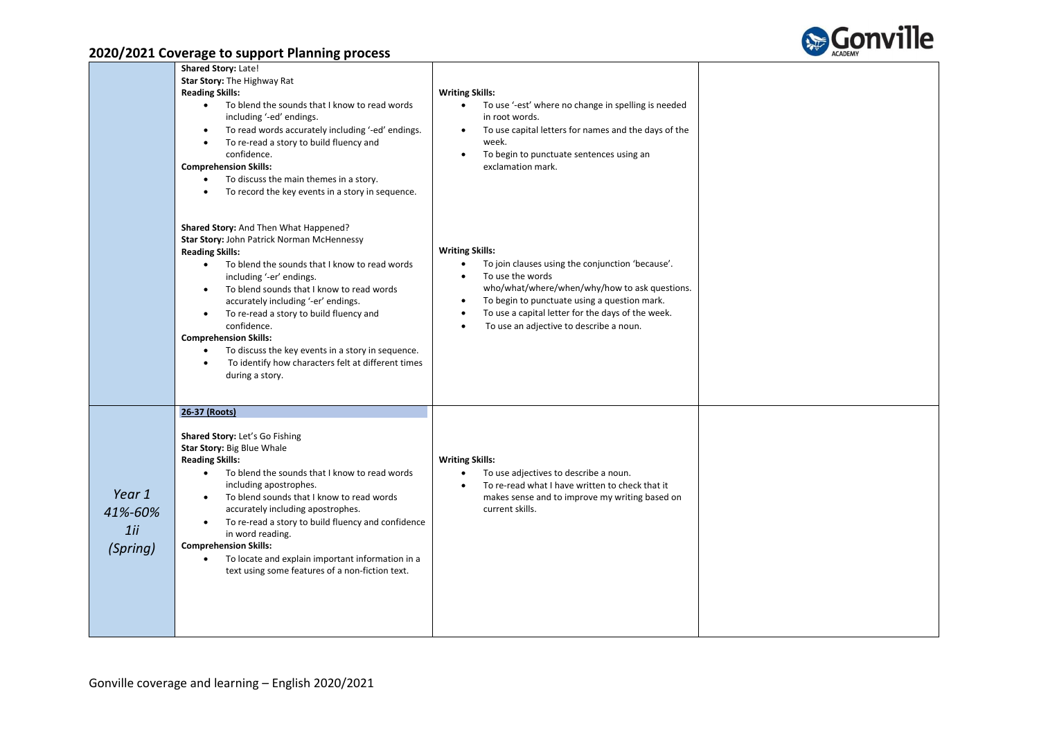## 2020/2021 Coverage to support Planning process

| | | | |
|---|---|---|---|
| | **Shared Story:** Late!<br>**Star Story:** The Highway Rat<br>**Reading Skills:**<br>• To blend the sounds that I know to read words including '-ed' endings.<br>• To read words accurately including '-ed' endings.<br>• To re-read a story to build fluency and confidence.<br>**Comprehension Skills:**<br>• To discuss the main themes in a story.<br>• To record the key events in a story in sequence.<br><br>**Shared Story:** And Then What Happened?<br>**Star Story:** John Patrick Norman McHennessy<br>**Reading Skills:**<br>• To blend the sounds that I know to read words including '-er' endings.<br>• To blend sounds that I know to read words accurately including '-er' endings.<br>• To re-read a story to build fluency and confidence.<br>**Comprehension Skills:**<br>• To discuss the key events in a story in sequence.<br>• To identify how characters felt at different times during a story. | **Writing Skills:**<br>• To use '-est' where no change in spelling is needed in root words.<br>• To use capital letters for names and the days of the week.<br>• To begin to punctuate sentences using an exclamation mark.<br><br>**Writing Skills:**<br>• To join clauses using the conjunction 'because'.<br>• To use the words who/what/where/when/why/how to ask questions.<br>• To begin to punctuate using a question mark.<br>• To use a capital letter for the days of the week.<br>• To use an adjective to describe a noun. | |
| *Year 1*<br>*41%-60%*<br>*1ii*<br>*(Spring)* | **26-37 (Roots)**<br><br>**Shared Story:** Let's Go Fishing<br>**Star Story:** Big Blue Whale<br>**Reading Skills:**<br>• To blend the sounds that I know to read words including apostrophes.<br>• To blend sounds that I know to read words accurately including apostrophes.<br>• To re-read a story to build fluency and confidence in word reading.<br>**Comprehension Skills:**<br>• To locate and explain important information in a text using some features of a non-fiction text. | **Writing Skills:**<br>• To use adjectives to describe a noun.<br>• To re-read what I have written to check that it makes sense and to improve my writing based on current skills. | |

Gonville coverage and learning – English 2020/2021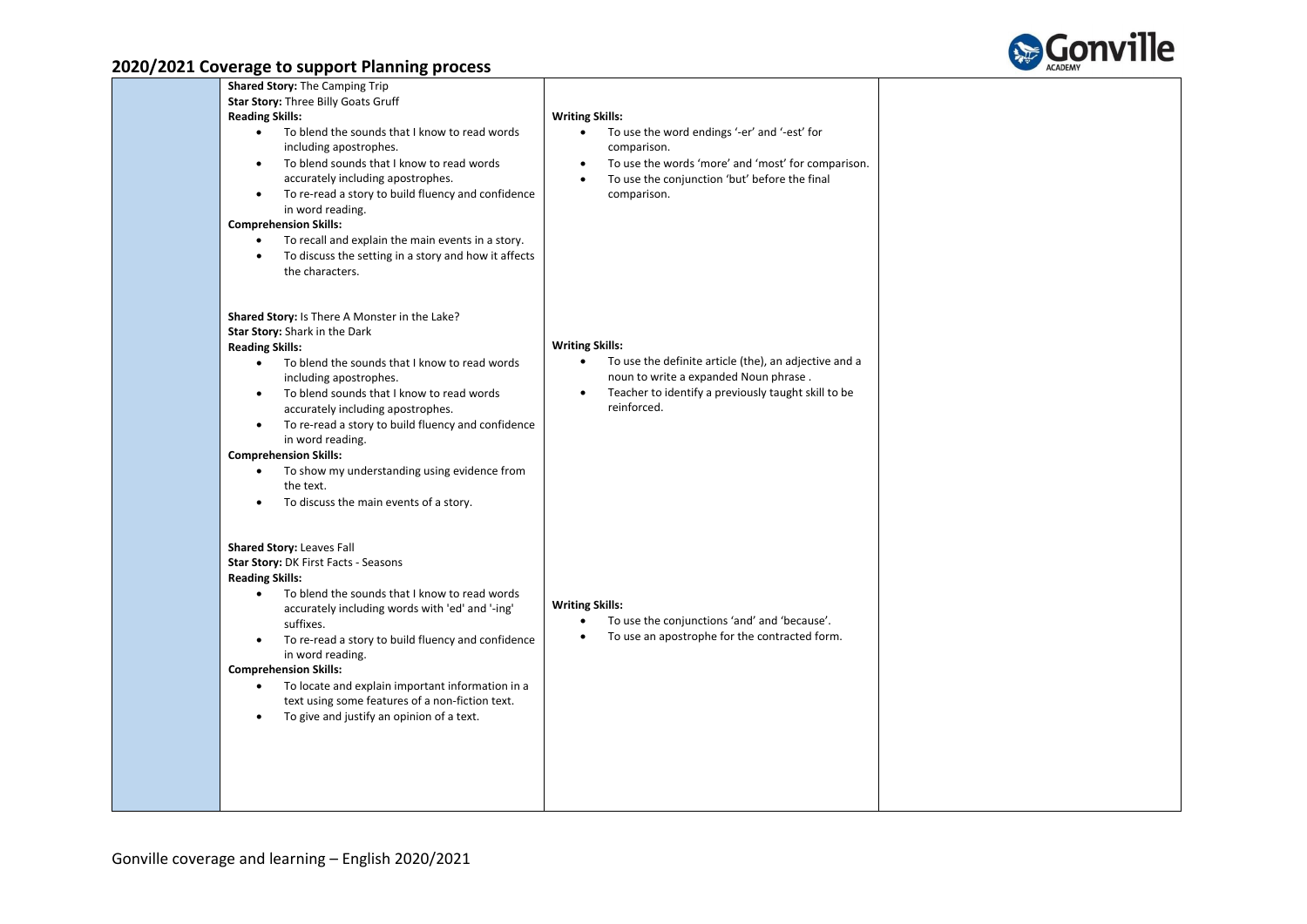## 2020/2021 Coverage to support Planning process

| | | | |
|---|---|---|---|
| | **Shared Story:** The Camping Trip<br>**Star Story:** Three Billy Goats Gruff<br>**Reading Skills:**<br>• To blend the sounds that I know to read words including apostrophes.<br>• To blend sounds that I know to read words accurately including apostrophes.<br>• To re-read a story to build fluency and confidence in word reading.<br>**Comprehension Skills:**<br>• To recall and explain the main events in a story.<br>• To discuss the setting in a story and how it affects the characters. | **Writing Skills:**<br>• To use the word endings '-er' and '-est' for comparison.<br>• To use the words 'more' and 'most' for comparison.<br>• To use the conjunction 'but' before the final comparison. | |
| | **Shared Story:** Is There A Monster in the Lake?<br>**Star Story:** Shark in the Dark<br>**Reading Skills:**<br>• To blend the sounds that I know to read words including apostrophes.<br>• To blend sounds that I know to read words accurately including apostrophes.<br>• To re-read a story to build fluency and confidence in word reading.<br>**Comprehension Skills:**<br>• To show my understanding using evidence from the text.<br>• To discuss the main events of a story. | **Writing Skills:**<br>• To use the definite article (the), an adjective and a noun to write a expanded Noun phrase .<br>• Teacher to identify a previously taught skill to be reinforced. | |
| | **Shared Story:** Leaves Fall<br>**Star Story:** DK First Facts - Seasons<br>**Reading Skills:**<br>• To blend the sounds that I know to read words accurately including words with 'ed' and '-ing' suffixes.<br>• To re-read a story to build fluency and confidence in word reading.<br>**Comprehension Skills:**<br>• To locate and explain important information in a text using some features of a non-fiction text.<br>• To give and justify an opinion of a text. | **Writing Skills:**<br>• To use the conjunctions 'and' and 'because'.<br>• To use an apostrophe for the contracted form. | |

Gonville coverage and learning – English 2020/2021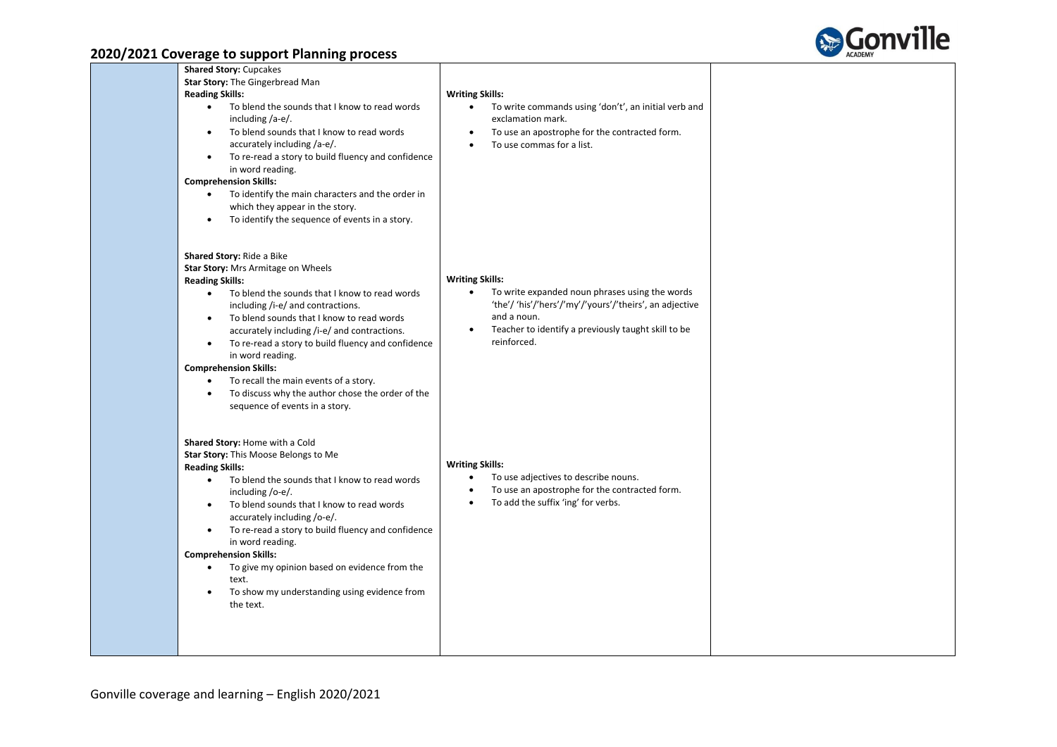## 2020/2021 Coverage to support Planning process

| | | | |
|---|---|---|---|
| | **Shared Story:** Cupcakes<br>**Star Story:** The Gingerbread Man<br>**Reading Skills:**<br>• To blend the sounds that I know to read words including /a-e/.<br>• To blend sounds that I know to read words accurately including /a-e/.<br>• To re-read a story to build fluency and confidence in word reading.<br>**Comprehension Skills:**<br>• To identify the main characters and the order in which they appear in the story.<br>• To identify the sequence of events in a story. | **Writing Skills:**<br>• To write commands using 'don't', an initial verb and exclamation mark.<br>• To use an apostrophe for the contracted form.<br>• To use commas for a list. | |
| | **Shared Story:** Ride a Bike<br>**Star Story:** Mrs Armitage on Wheels<br>**Reading Skills:**<br>• To blend the sounds that I know to read words including /i-e/ and contractions.<br>• To blend sounds that I know to read words accurately including /i-e/ and contractions.<br>• To re-read a story to build fluency and confidence in word reading.<br>**Comprehension Skills:**<br>• To recall the main events of a story.<br>• To discuss why the author chose the order of the sequence of events in a story. | **Writing Skills:**<br>• To write expanded noun phrases using the words 'the'/ 'his'/'hers'/'my'/'yours'/'theirs', an adjective and a noun.<br>• Teacher to identify a previously taught skill to be reinforced. | |
| | **Shared Story:** Home with a Cold<br>**Star Story:** This Moose Belongs to Me<br>**Reading Skills:**<br>• To blend the sounds that I know to read words including /o-e/.<br>• To blend sounds that I know to read words accurately including /o-e/.<br>• To re-read a story to build fluency and confidence in word reading.<br>**Comprehension Skills:**<br>• To give my opinion based on evidence from the text.<br>• To show my understanding using evidence from the text. | **Writing Skills:**<br>• To use adjectives to describe nouns.<br>• To use an apostrophe for the contracted form.<br>• To add the suffix 'ing' for verbs. | |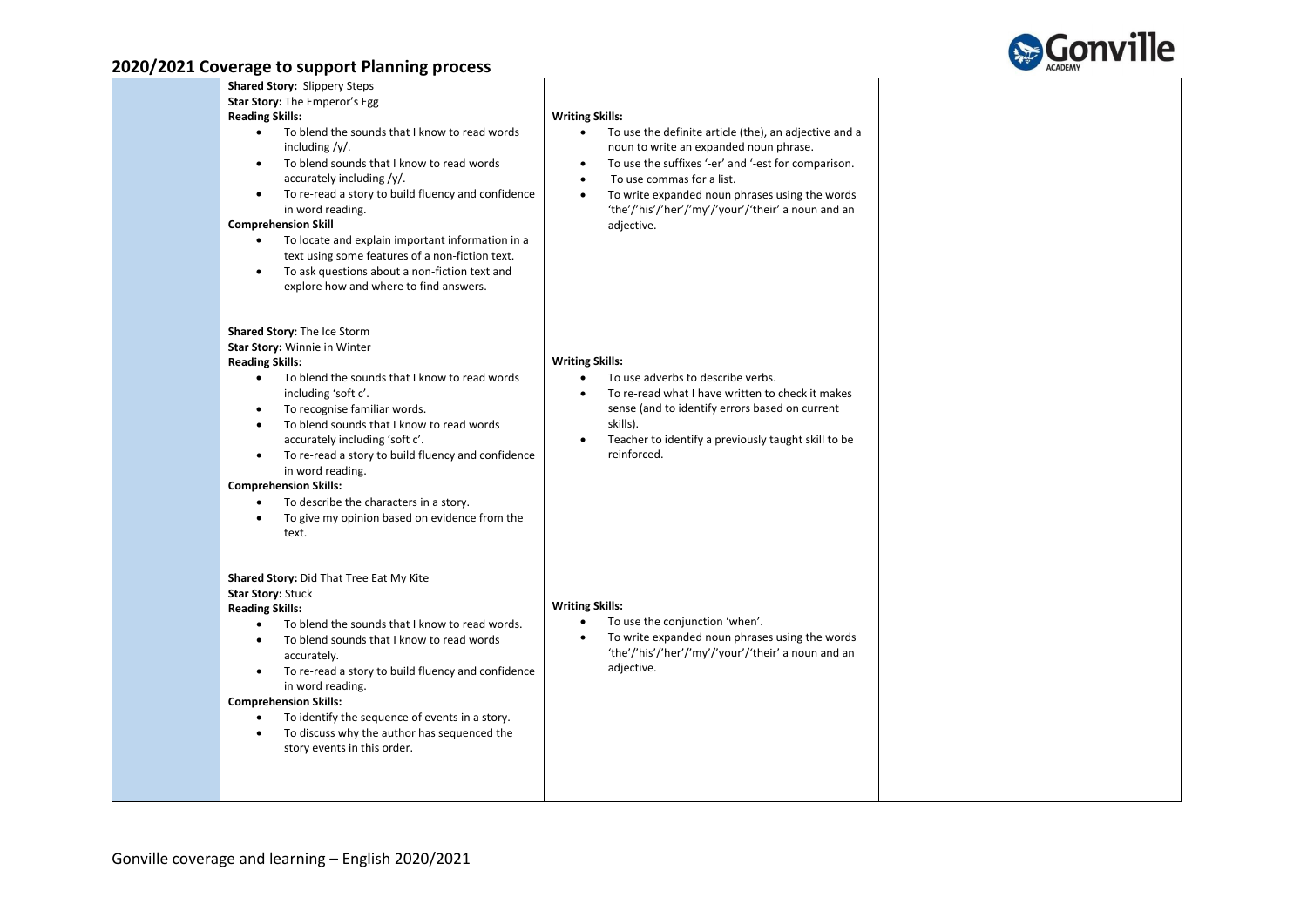## 2020/2021 Coverage to support Planning process

| | Reading | Writing | |
|---|---|---|---|
| | **Shared Story:** Slippery Steps<br>**Star Story:** The Emperor's Egg<br>**Reading Skills:**<br>• To blend the sounds that I know to read words including /y/.<br>• To blend sounds that I know to read words accurately including /y/.<br>• To re-read a story to build fluency and confidence in word reading.<br>**Comprehension Skill**<br>• To locate and explain important information in a text using some features of a non-fiction text.<br>• To ask questions about a non-fiction text and explore how and where to find answers. | **Writing Skills:**<br>• To use the definite article (the), an adjective and a noun to write an expanded noun phrase.<br>• To use the suffixes '-er' and '-est for comparison.<br>• To use commas for a list.<br>• To write expanded noun phrases using the words 'the'/'his'/'her'/'my'/'your'/'their' a noun and an adjective. | |
| | **Shared Story:** The Ice Storm<br>**Star Story:** Winnie in Winter<br>**Reading Skills:**<br>• To blend the sounds that I know to read words including 'soft c'.<br>• To recognise familiar words.<br>• To blend sounds that I know to read words accurately including 'soft c'.<br>• To re-read a story to build fluency and confidence in word reading.<br>**Comprehension Skills:**<br>• To describe the characters in a story.<br>• To give my opinion based on evidence from the text. | **Writing Skills:**<br>• To use adverbs to describe verbs.<br>• To re-read what I have written to check it makes sense (and to identify errors based on current skills).<br>• Teacher to identify a previously taught skill to be reinforced. | |
| | **Shared Story:** Did That Tree Eat My Kite<br>**Star Story:** Stuck<br>**Reading Skills:**<br>• To blend the sounds that I know to read words.<br>• To blend sounds that I know to read words accurately.<br>• To re-read a story to build fluency and confidence in word reading.<br>**Comprehension Skills:**<br>• To identify the sequence of events in a story.<br>• To discuss why the author has sequenced the story events in this order. | **Writing Skills:**<br>• To use the conjunction 'when'.<br>• To write expanded noun phrases using the words 'the'/'his'/'her'/'my'/'your'/'their' a noun and an adjective. | |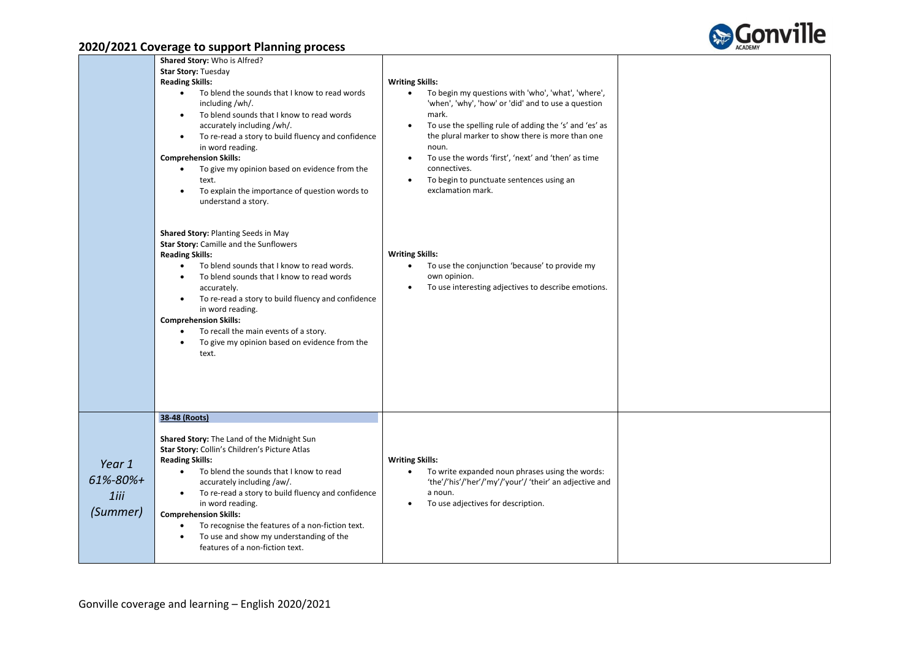## 2020/2021 Coverage to support Planning process

| | | | |
|---|---|---|---|
| | **Shared Story:** Who is Alfred?<br>**Star Story:** Tuesday<br>**Reading Skills:**<br>• To blend the sounds that I know to read words including /wh/.<br>• To blend sounds that I know to read words accurately including /wh/.<br>• To re-read a story to build fluency and confidence in word reading.<br>**Comprehension Skills:**<br>• To give my opinion based on evidence from the text.<br>• To explain the importance of question words to understand a story.<br><br>**Shared Story:** Planting Seeds in May<br>**Star Story:** Camille and the Sunflowers<br>**Reading Skills:**<br>• To blend sounds that I know to read words.<br>• To blend sounds that I know to read words accurately.<br>• To re-read a story to build fluency and confidence in word reading.<br>**Comprehension Skills:**<br>• To recall the main events of a story.<br>• To give my opinion based on evidence from the text. | **Writing Skills:**<br>• To begin my questions with 'who', 'what', 'where', 'when', 'why', 'how' or 'did' and to use a question mark.<br>• To use the spelling rule of adding the 's' and 'es' as the plural marker to show there is more than one noun.<br>• To use the words 'first', 'next' and 'then' as time connectives.<br>• To begin to punctuate sentences using an exclamation mark.<br><br>**Writing Skills:**<br>• To use the conjunction 'because' to provide my own opinion.<br>• To use interesting adjectives to describe emotions. | |
| *Year 1*<br>*61%-80%+*<br>*1iii*<br>*(Summer)* | **38-48 (Roots)**<br><br>**Shared Story:** The Land of the Midnight Sun<br>**Star Story:** Collin's Children's Picture Atlas<br>**Reading Skills:**<br>• To blend the sounds that I know to read accurately including /aw/.<br>• To re-read a story to build fluency and confidence in word reading.<br>**Comprehension Skills:**<br>• To recognise the features of a non-fiction text.<br>• To use and show my understanding of the features of a non-fiction text. | **Writing Skills:**<br>• To write expanded noun phrases using the words: 'the'/'his'/'her'/'my'/'your'/ 'their' an adjective and a noun.<br>• To use adjectives for description. | |

Gonville coverage and learning – English 2020/2021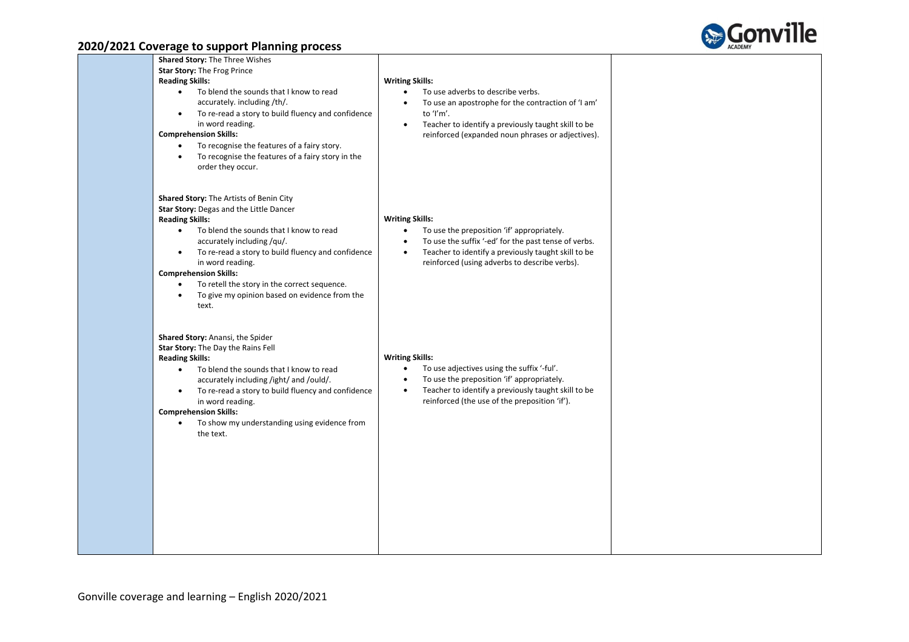## 2020/2021 Coverage to support Planning process

| | | | |
|---|---|---|---|
| | **Shared Story:** The Three Wishes<br>**Star Story:** The Frog Prince<br>**Reading Skills:**<br>• To blend the sounds that I know to read accurately. including /th/.<br>• To re-read a story to build fluency and confidence in word reading.<br>**Comprehension Skills:**<br>• To recognise the features of a fairy story.<br>• To recognise the features of a fairy story in the order they occur.<br><br>**Shared Story:** The Artists of Benin City<br>**Star Story:** Degas and the Little Dancer<br>**Reading Skills:**<br>• To blend the sounds that I know to read accurately including /qu/.<br>• To re-read a story to build fluency and confidence in word reading.<br>**Comprehension Skills:**<br>• To retell the story in the correct sequence.<br>• To give my opinion based on evidence from the text.<br><br>**Shared Story:** Anansi, the Spider<br>**Star Story:** The Day the Rains Fell<br>**Reading Skills:**<br>• To blend the sounds that I know to read accurately including /ight/ and /ould/.<br>• To re-read a story to build fluency and confidence in word reading.<br>**Comprehension Skills:**<br>• To show my understanding using evidence from the text. | **Writing Skills:**<br>• To use adverbs to describe verbs.<br>• To use an apostrophe for the contraction of 'I am' to 'I'm'.<br>• Teacher to identify a previously taught skill to be reinforced (expanded noun phrases or adjectives).<br><br>**Writing Skills:**<br>• To use the preposition 'if' appropriately.<br>• To use the suffix '-ed' for the past tense of verbs.<br>• Teacher to identify a previously taught skill to be reinforced (using adverbs to describe verbs).<br><br>**Writing Skills:**<br>• To use adjectives using the suffix '-ful'.<br>• To use the preposition 'if' appropriately.<br>• Teacher to identify a previously taught skill to be reinforced (the use of the preposition 'if'). | |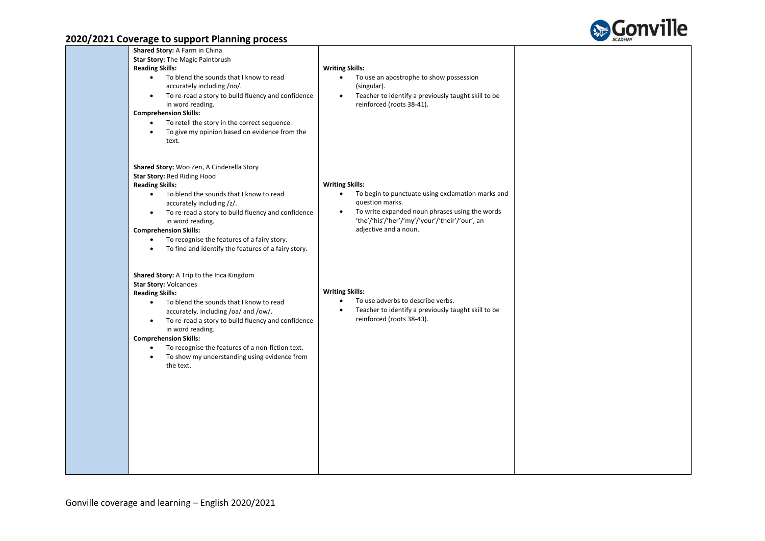## 2020/2021 Coverage to support Planning process

| | | | |
|---|---|---|---|
| | **Shared Story:** A Farm in China<br>**Star Story:** The Magic Paintbrush<br>**Reading Skills:**<br>• To blend the sounds that I know to read accurately including /oo/.<br>• To re-read a story to build fluency and confidence in word reading.<br>**Comprehension Skills:**<br>• To retell the story in the correct sequence.<br>• To give my opinion based on evidence from the text. | **Writing Skills:**<br>• To use an apostrophe to show possession (singular).<br>• Teacher to identify a previously taught skill to be reinforced (roots 38-41). | |
| | **Shared Story:** Woo Zen, A Cinderella Story<br>**Star Story:** Red Riding Hood<br>**Reading Skills:**<br>• To blend the sounds that I know to read accurately including /z/.<br>• To re-read a story to build fluency and confidence in word reading.<br>**Comprehension Skills:**<br>• To recognise the features of a fairy story.<br>• To find and identify the features of a fairy story. | **Writing Skills:**<br>• To begin to punctuate using exclamation marks and question marks.<br>• To write expanded noun phrases using the words 'the'/'his'/'her'/'my'/'your'/'their'/'our', an adjective and a noun. | |
| | **Shared Story:** A Trip to the Inca Kingdom<br>**Star Story:** Volcanoes<br>**Reading Skills:**<br>• To blend the sounds that I know to read accurately. including /oa/ and /ow/.<br>• To re-read a story to build fluency and confidence in word reading.<br>**Comprehension Skills:**<br>• To recognise the features of a non-fiction text.<br>• To show my understanding using evidence from the text. | **Writing Skills:**<br>• To use adverbs to describe verbs.<br>• Teacher to identify a previously taught skill to be reinforced (roots 38-43). | |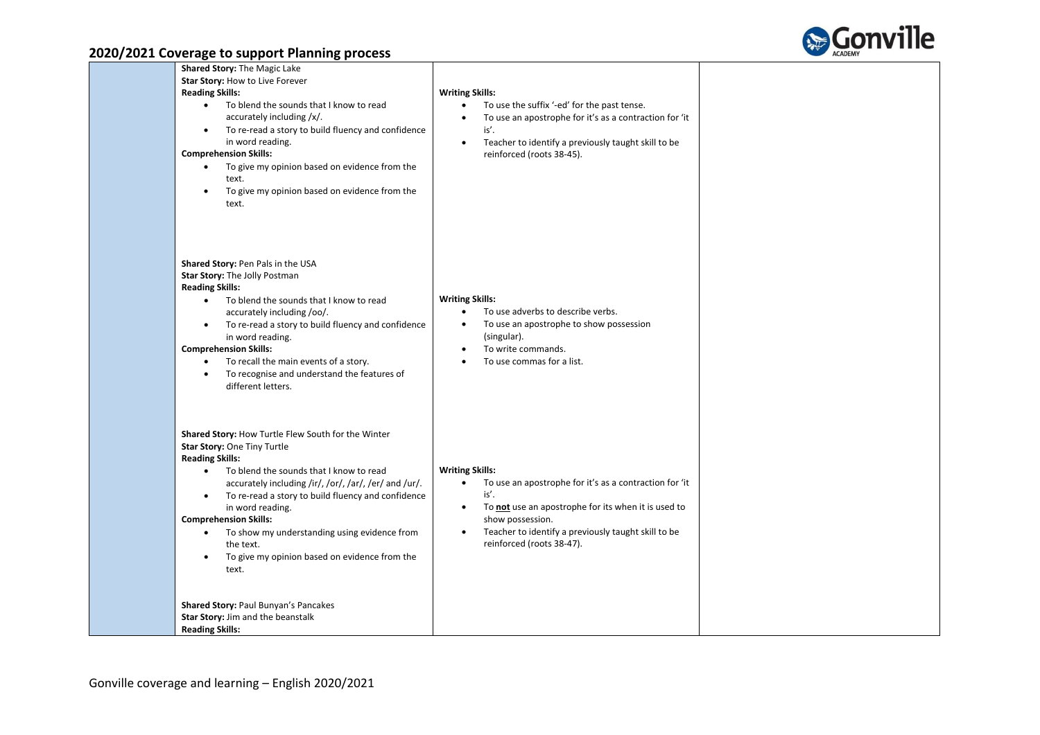## 2020/2021 Coverage to support Planning process

| | Reading | Writing | |
|---|---|---|---|
| | **Shared Story:** The Magic Lake<br>**Star Story:** How to Live Forever<br>**Reading Skills:**<br>• To blend the sounds that I know to read accurately including /x/.<br>• To re-read a story to build fluency and confidence in word reading.<br>**Comprehension Skills:**<br>• To give my opinion based on evidence from the text.<br>• To give my opinion based on evidence from the text. | **Writing Skills:**<br>• To use the suffix '-ed' for the past tense.<br>• To use an apostrophe for it's as a contraction for 'it is'.<br>• Teacher to identify a previously taught skill to be reinforced (roots 38-45). | |
| | **Shared Story:** Pen Pals in the USA<br>**Star Story:** The Jolly Postman<br>**Reading Skills:**<br>• To blend the sounds that I know to read accurately including /oo/.<br>• To re-read a story to build fluency and confidence in word reading.<br>**Comprehension Skills:**<br>• To recall the main events of a story.<br>• To recognise and understand the features of different letters. | **Writing Skills:**<br>• To use adverbs to describe verbs.<br>• To use an apostrophe to show possession (singular).<br>• To write commands.<br>• To use commas for a list. | |
| | **Shared Story:** How Turtle Flew South for the Winter<br>**Star Story:** One Tiny Turtle<br>**Reading Skills:**<br>• To blend the sounds that I know to read accurately including /ir/, /or/, /ar/, /er/ and /ur/.<br>• To re-read a story to build fluency and confidence in word reading.<br>**Comprehension Skills:**<br>• To show my understanding using evidence from the text.<br>• To give my opinion based on evidence from the text. | **Writing Skills:**<br>• To use an apostrophe for it's as a contraction for 'it is'.<br>• To **not** use an apostrophe for its when it is used to show possession.<br>• Teacher to identify a previously taught skill to be reinforced (roots 38-47). | |
| | **Shared Story:** Paul Bunyan's Pancakes<br>**Star Story:** Jim and the beanstalk<br>**Reading Skills:** | | |

Gonville coverage and learning – English 2020/2021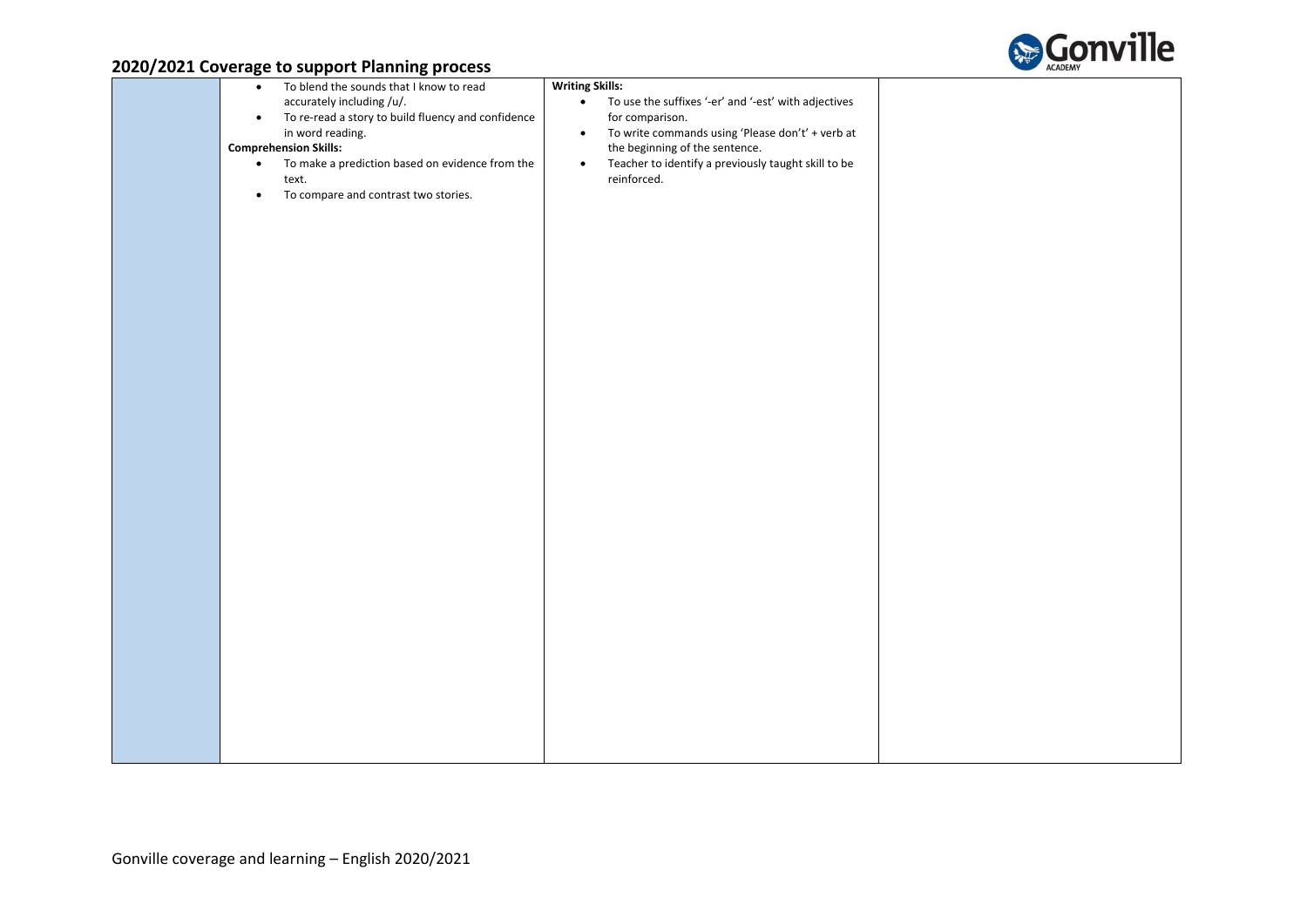## 2020/2021 Coverage to support Planning process

| | | | |
|---|---|---|---|
| | • To blend the sounds that I know to read accurately including /u/.<br>• To re-read a story to build fluency and confidence in word reading.<br>**Comprehension Skills:**<br>• To make a prediction based on evidence from the text.<br>• To compare and contrast two stories. | **Writing Skills:**<br>• To use the suffixes '-er' and '-est' with adjectives for comparison.<br>• To write commands using 'Please don't' + verb at the beginning of the sentence.<br>• Teacher to identify a previously taught skill to be reinforced. | |

Gonville coverage and learning – English 2020/2021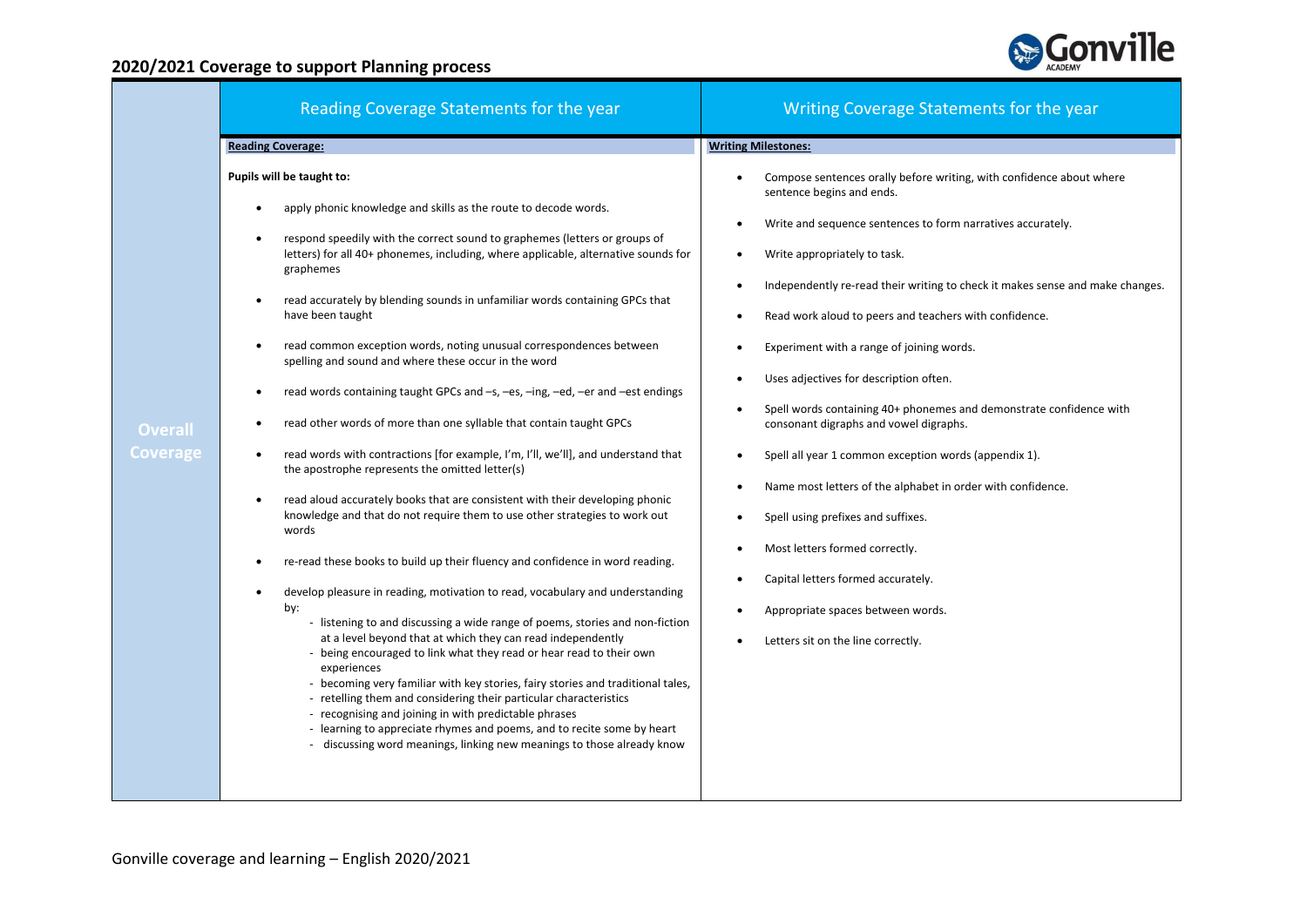# 2020/2021 Coverage to support Planning process

## Overall Coverage

### Reading Coverage Statements for the year

**Reading Coverage:**

**Pupils will be taught to:**

- apply phonic knowledge and skills as the route to decode words.
- respond speedily with the correct sound to graphemes (letters or groups of letters) for all 40+ phonemes, including, where applicable, alternative sounds for graphemes
- read accurately by blending sounds in unfamiliar words containing GPCs that have been taught
- read common exception words, noting unusual correspondences between spelling and sound and where these occur in the word
- read words containing taught GPCs and –s, –es, –ing, –ed, –er and –est endings
- read other words of more than one syllable that contain taught GPCs
- read words with contractions [for example, I'm, I'll, we'll], and understand that the apostrophe represents the omitted letter(s)
- read aloud accurately books that are consistent with their developing phonic knowledge and that do not require them to use other strategies to work out words
- re-read these books to build up their fluency and confidence in word reading.
- develop pleasure in reading, motivation to read, vocabulary and understanding by:
  - listening to and discussing a wide range of poems, stories and non-fiction at a level beyond that at which they can read independently
  - being encouraged to link what they read or hear read to their own experiences
  - becoming very familiar with key stories, fairy stories and traditional tales,
  - retelling them and considering their particular characteristics
  - recognising and joining in with predictable phrases
  - learning to appreciate rhymes and poems, and to recite some by heart
  - discussing word meanings, linking new meanings to those already know

### Writing Coverage Statements for the year

**Writing Milestones:**

- Compose sentences orally before writing, with confidence about where sentence begins and ends.
- Write and sequence sentences to form narratives accurately.
- Write appropriately to task.
- Independently re-read their writing to check it makes sense and make changes.
- Read work aloud to peers and teachers with confidence.
- Experiment with a range of joining words.
- Uses adjectives for description often.
- Spell words containing 40+ phonemes and demonstrate confidence with consonant digraphs and vowel digraphs.
- Spell all year 1 common exception words (appendix 1).
- Name most letters of the alphabet in order with confidence.
- Spell using prefixes and suffixes.
- Most letters formed correctly.
- Capital letters formed accurately.
- Appropriate spaces between words.
- Letters sit on the line correctly.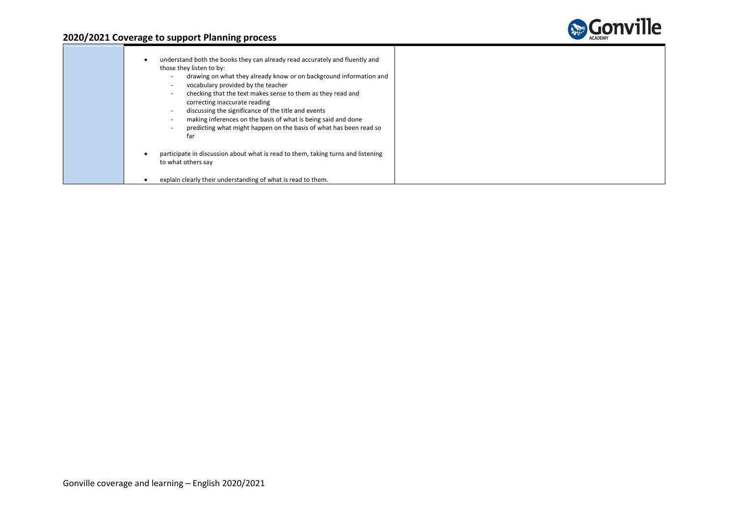| | | |
|---|---|---|
| | • understand both the books they can already read accurately and fluently and those they listen to by:<br>- drawing on what they already know or on background information and<br>- vocabulary provided by the teacher<br>- checking that the text makes sense to them as they read and correcting inaccurate reading<br>- discussing the significance of the title and events<br>- making inferences on the basis of what is being said and done<br>- predicting what might happen on the basis of what has been read so far<br><br>• participate in discussion about what is read to them, taking turns and listening to what others say<br><br>• explain clearly their understanding of what is read to them. | |